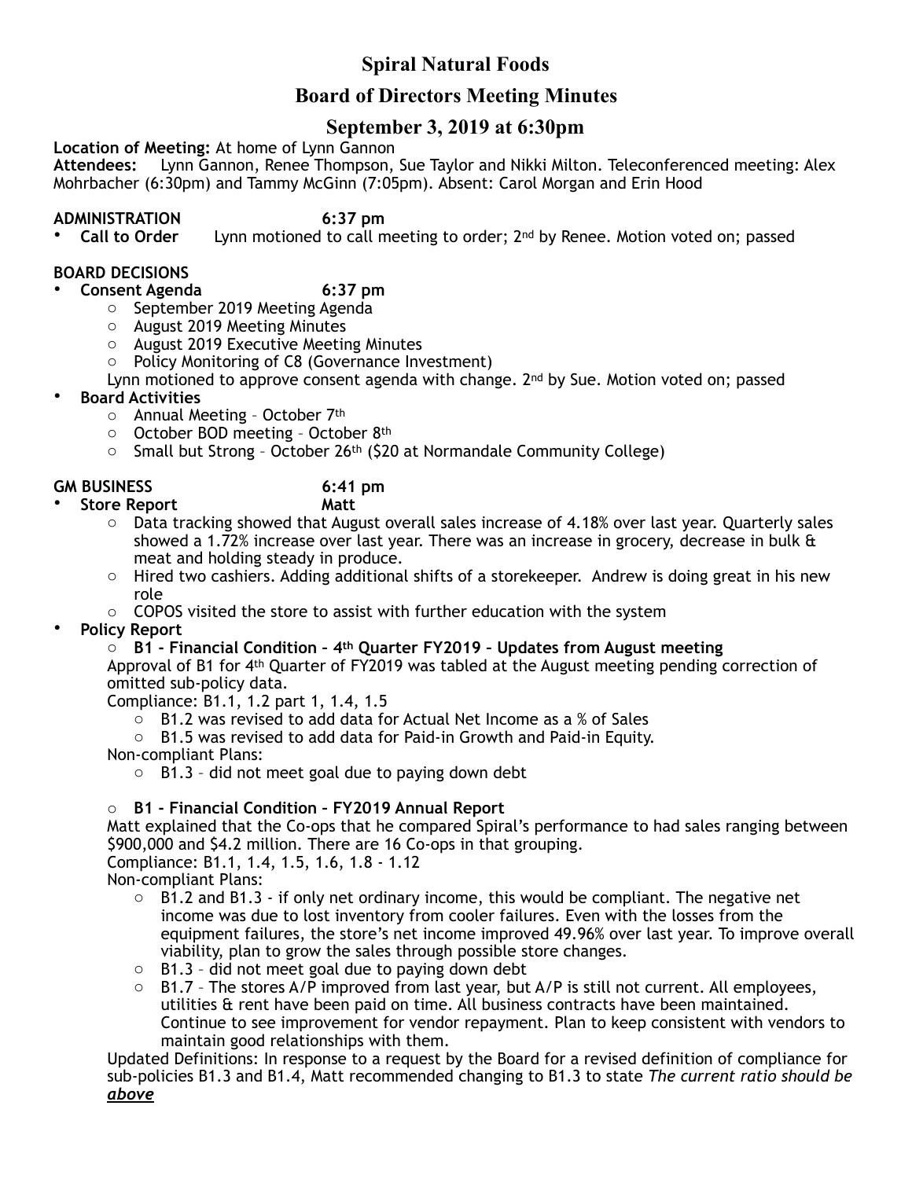# Spiral Natural Foods

## Board of Directors Meeting Minutes

## September 3, 2019 at 6:30pm

**Location of Meeting:** At home of Lynn Gannon
**Attendees:** Lynn Gannon, Renee Thompson, Sue Taylor and Nikki Milton. Teleconferenced meeting: Alex Mohrbacher (6:30pm) and Tammy McGinn (7:05pm). Absent: Carol Morgan and Erin Hood

**ADMINISTRATION 6:37 pm**

- **Call to Order** Lynn motioned to call meeting to order; 2nd by Renee. Motion voted on; passed

**BOARD DECISIONS**

- **Consent Agenda 6:37 pm**
  - September 2019 Meeting Agenda
  - August 2019 Meeting Minutes
  - August 2019 Executive Meeting Minutes
  - Policy Monitoring of C8 (Governance Investment)

  Lynn motioned to approve consent agenda with change. 2nd by Sue. Motion voted on; passed
- **Board Activities**
  - Annual Meeting – October 7th
  - October BOD meeting – October 8th
  - Small but Strong – October 26th ($20 at Normandale Community College)

**GM BUSINESS 6:41 pm**

- **Store Report Matt**
  - Data tracking showed that August overall sales increase of 4.18% over last year. Quarterly sales showed a 1.72% increase over last year. There was an increase in grocery, decrease in bulk & meat and holding steady in produce.
  - Hired two cashiers. Adding additional shifts of a storekeeper. Andrew is doing great in his new role
  - COPOS visited the store to assist with further education with the system
- **Policy Report**
  - **B1 - Financial Condition – 4th Quarter FY2019 – Updates from August meeting**

  Approval of B1 for 4th Quarter of FY2019 was tabled at the August meeting pending correction of omitted sub-policy data.
  Compliance: B1.1, 1.2 part 1, 1.4, 1.5
    - B1.2 was revised to add data for Actual Net Income as a % of Sales
    - B1.5 was revised to add data for Paid-in Growth and Paid-in Equity.

  Non-compliant Plans:
    - B1.3 – did not meet goal due to paying down debt

  - **B1 - Financial Condition – FY2019 Annual Report**

  Matt explained that the Co-ops that he compared Spiral's performance to had sales ranging between $900,000 and $4.2 million. There are 16 Co-ops in that grouping.
  Compliance: B1.1, 1.4, 1.5, 1.6, 1.8 - 1.12
  Non-compliant Plans:
    - B1.2 and B1.3 - if only net ordinary income, this would be compliant. The negative net income was due to lost inventory from cooler failures. Even with the losses from the equipment failures, the store's net income improved 49.96% over last year. To improve overall viability, plan to grow the sales through possible store changes.
    - B1.3 – did not meet goal due to paying down debt
    - B1.7 – The stores A/P improved from last year, but A/P is still not current. All employees, utilities & rent have been paid on time. All business contracts have been maintained. Continue to see improvement for vendor repayment. Plan to keep consistent with vendors to maintain good relationships with them.

  Updated Definitions: In response to a request by the Board for a revised definition of compliance for sub-policies B1.3 and B1.4, Matt recommended changing to B1.3 to state *The current ratio should be **above***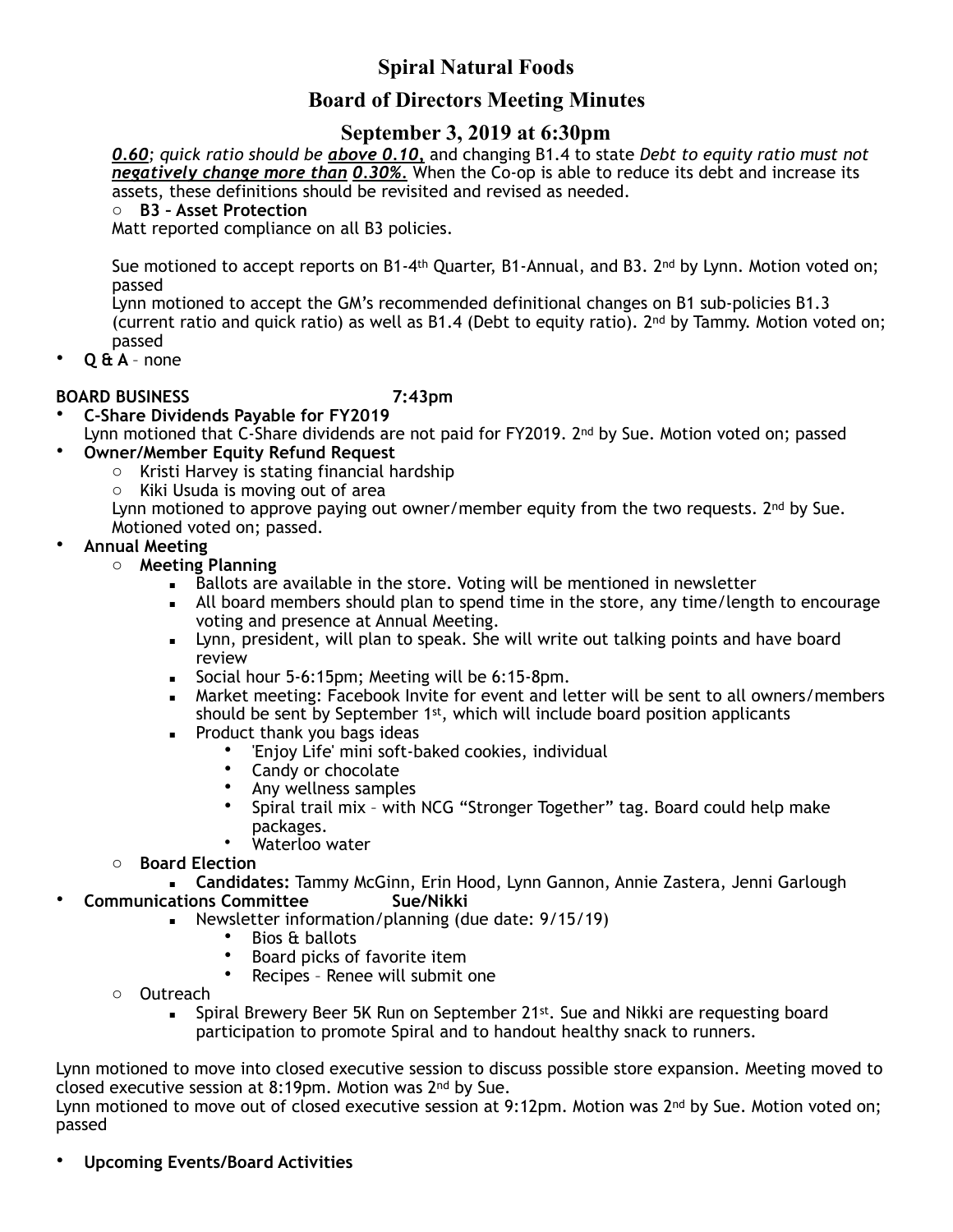# Spiral Natural Foods

## Board of Directors Meeting Minutes

## September 3, 2019 at 6:30pm

***0.60****; quick ratio should be* ***above 0.10,*** and changing B1.4 to state *Debt to equity ratio must not* ***negatively change more than*** ***0.30%.*** When the Co-op is able to reduce its debt and increase its assets, these definitions should be revisited and revised as needed.

- **B3 – Asset Protection**

Matt reported compliance on all B3 policies.

Sue motioned to accept reports on B1-4th Quarter, B1-Annual, and B3. 2nd by Lynn. Motion voted on; passed

Lynn motioned to accept the GM's recommended definitional changes on B1 sub-policies B1.3 (current ratio and quick ratio) as well as B1.4 (Debt to equity ratio). 2nd by Tammy. Motion voted on; passed

- **Q & A** – none

**BOARD BUSINESS 7:43pm**

- **C-Share Dividends Payable for FY2019**
  Lynn motioned that C-Share dividends are not paid for FY2019. 2nd by Sue. Motion voted on; passed
- **Owner/Member Equity Refund Request**
  - Kristi Harvey is stating financial hardship
  - Kiki Usuda is moving out of area

  Lynn motioned to approve paying out owner/member equity from the two requests. 2nd by Sue. Motioned voted on; passed.
- **Annual Meeting**
  - **Meeting Planning**
    - Ballots are available in the store. Voting will be mentioned in newsletter
    - All board members should plan to spend time in the store, any time/length to encourage voting and presence at Annual Meeting.
    - Lynn, president, will plan to speak. She will write out talking points and have board review
    - Social hour 5-6:15pm; Meeting will be 6:15-8pm.
    - Market meeting: Facebook Invite for event and letter will be sent to all owners/members should be sent by September 1st, which will include board position applicants
    - Product thank you bags ideas
      - 'Enjoy Life' mini soft-baked cookies, individual
      - Candy or chocolate
      - Any wellness samples
      - Spiral trail mix – with NCG "Stronger Together" tag. Board could help make packages.
      - Waterloo water
  - **Board Election**
    - **Candidates:** Tammy McGinn, Erin Hood, Lynn Gannon, Annie Zastera, Jenni Garlough
- **Communications Committee Sue/Nikki**
    - Newsletter information/planning (due date: 9/15/19)
      - Bios & ballots
      - Board picks of favorite item
      - Recipes – Renee will submit one
  - Outreach
    - Spiral Brewery Beer 5K Run on September 21st. Sue and Nikki are requesting board participation to promote Spiral and to handout healthy snack to runners.

Lynn motioned to move into closed executive session to discuss possible store expansion. Meeting moved to closed executive session at 8:19pm. Motion was 2nd by Sue.

Lynn motioned to move out of closed executive session at 9:12pm. Motion was 2nd by Sue. Motion voted on; passed

- **Upcoming Events/Board Activities**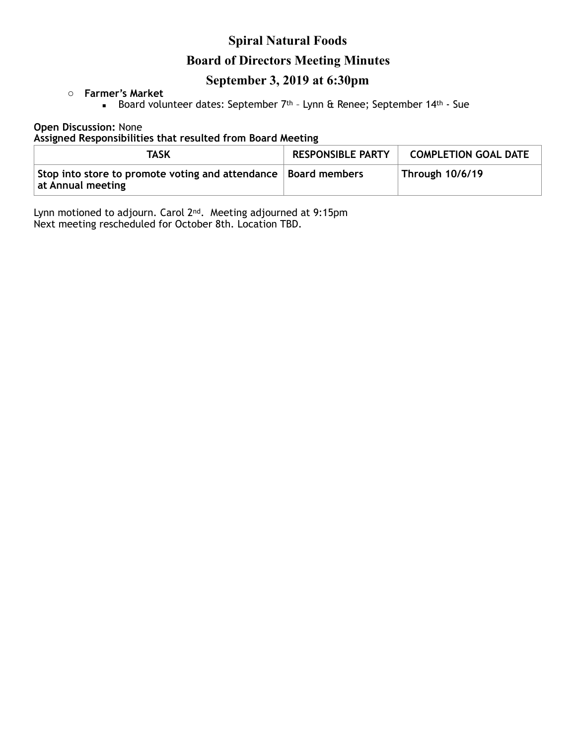- **Farmer's Market**
  - Board volunteer dates: September 7th – Lynn & Renee; September 14th - Sue

**Open Discussion:** None

**Assigned Responsibilities that resulted from Board Meeting**

| TASK | RESPONSIBLE PARTY | COMPLETION GOAL DATE |
|---|---|---|
| **Stop into store to promote voting and attendance at Annual meeting** | **Board members** | **Through 10/6/19** |

Lynn motioned to adjourn. Carol 2nd. Meeting adjourned at 9:15pm
Next meeting rescheduled for October 8th. Location TBD.